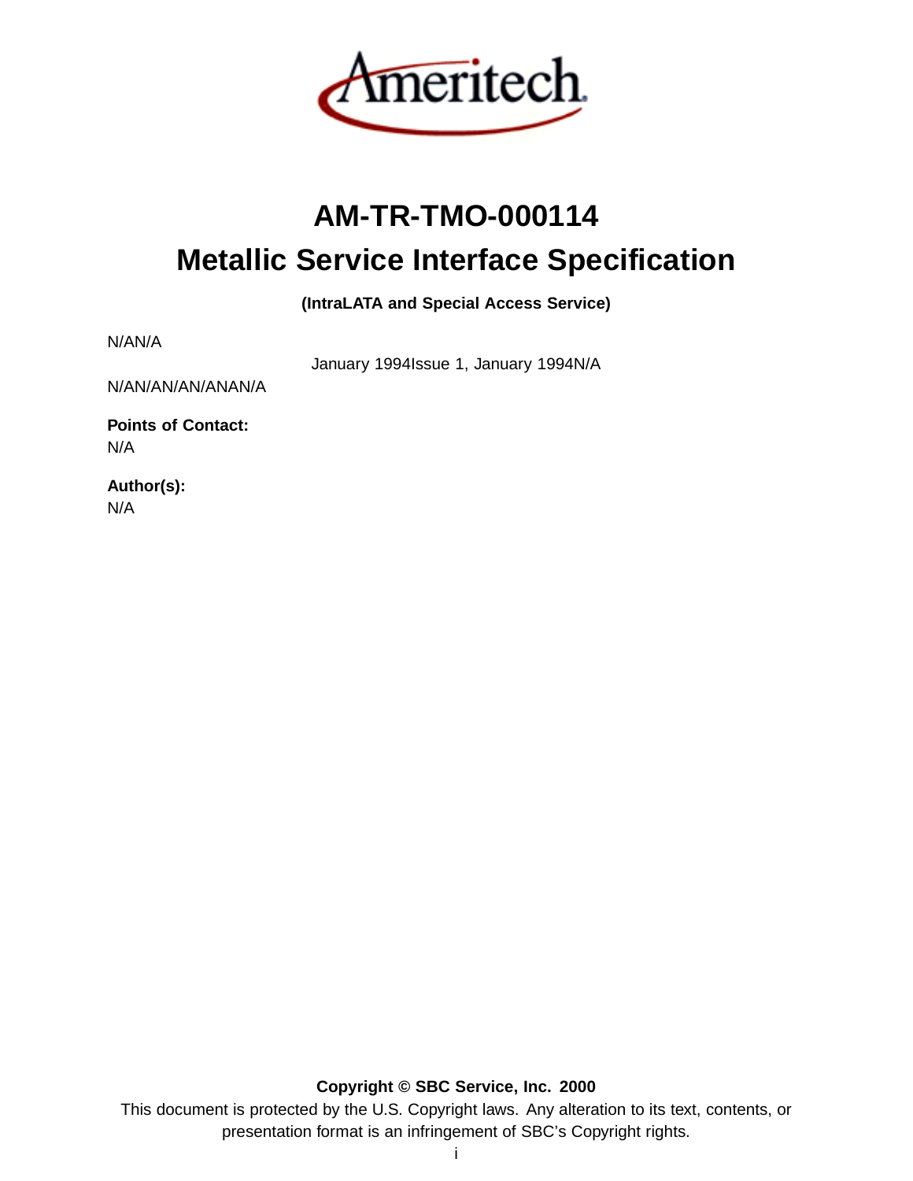Ameritech

# AM-TR-TMO-000114

# Metallic Service Interface Specification

**(IntraLATA and Special Access Service)**

N/AN/A

January 1994Issue 1, January 1994N/A

N/AN/AN/AN/ANAN/A

**Points of Contact:**
N/A

**Author(s):**
N/A

**Copyright © SBC Service, Inc. 2000**

This document is protected by the U.S. Copyright laws. Any alteration to its text, contents, or presentation format is an infringement of SBC's Copyright rights.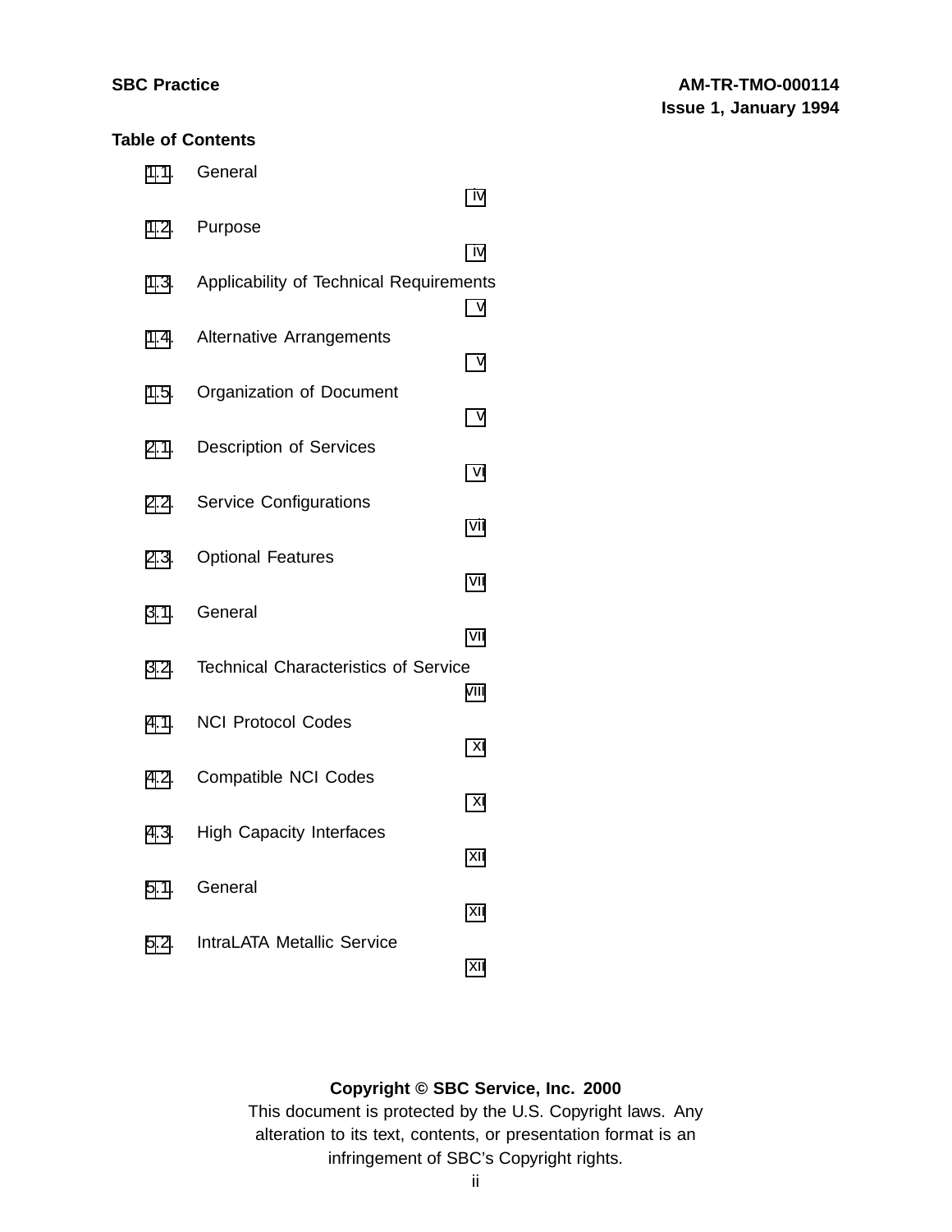**Table of Contents**

1.1. General IV

1.2. Purpose IV

1.3. Applicability of Technical Requirements V

1.4. Alternative Arrangements V

1.5. Organization of Document V

2.1. Description of Services VI

2.2. Service Configurations VII

2.3. Optional Features VII

3.1. General VII

3.2. Technical Characteristics of Service VIII

4.1. NCI Protocol Codes XI

4.2. Compatible NCI Codes XI

4.3. High Capacity Interfaces XII

5.1. General XII

5.2. IntraLATA Metallic Service XII

**Copyright © SBC Service, Inc. 2000**

This document is protected by the U.S. Copyright laws. Any alteration to its text, contents, or presentation format is an infringement of SBC's Copyright rights.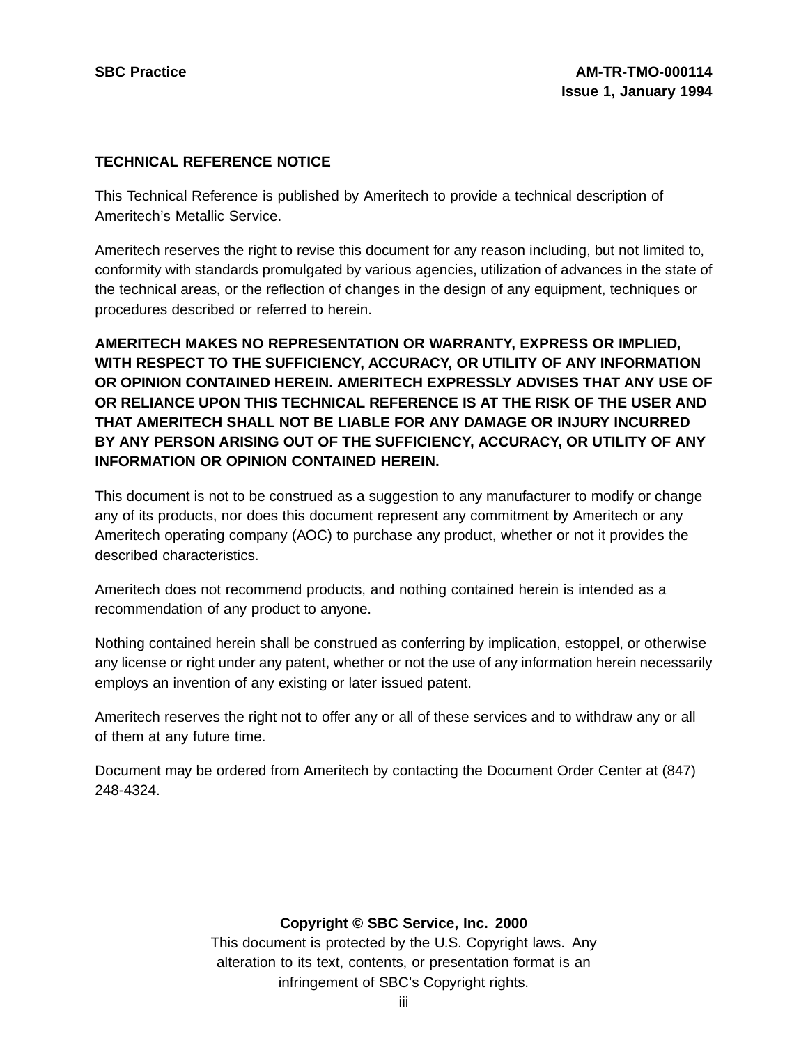## TECHNICAL REFERENCE NOTICE

This Technical Reference is published by Ameritech to provide a technical description of Ameritech’s Metallic Service.

Ameritech reserves the right to revise this document for any reason including, but not limited to, conformity with standards promulgated by various agencies, utilization of advances in the state of the technical areas, or the reflection of changes in the design of any equipment, techniques or procedures described or referred to herein.

**AMERITECH MAKES NO REPRESENTATION OR WARRANTY, EXPRESS OR IMPLIED, WITH RESPECT TO THE SUFFICIENCY, ACCURACY, OR UTILITY OF ANY INFORMATION OR OPINION CONTAINED HEREIN. AMERITECH EXPRESSLY ADVISES THAT ANY USE OF OR RELIANCE UPON THIS TECHNICAL REFERENCE IS AT THE RISK OF THE USER AND THAT AMERITECH SHALL NOT BE LIABLE FOR ANY DAMAGE OR INJURY INCURRED BY ANY PERSON ARISING OUT OF THE SUFFICIENCY, ACCURACY, OR UTILITY OF ANY INFORMATION OR OPINION CONTAINED HEREIN.**

This document is not to be construed as a suggestion to any manufacturer to modify or change any of its products, nor does this document represent any commitment by Ameritech or any Ameritech operating company (AOC) to purchase any product, whether or not it provides the described characteristics.

Ameritech does not recommend products, and nothing contained herein is intended as a recommendation of any product to anyone.

Nothing contained herein shall be construed as conferring by implication, estoppel, or otherwise any license or right under any patent, whether or not the use of any information herein necessarily employs an invention of any existing or later issued patent.

Ameritech reserves the right not to offer any or all of these services and to withdraw any or all of them at any future time.

Document may be ordered from Ameritech by contacting the Document Order Center at (847) 248-4324.

**Copyright © SBC Service, Inc. 2000**

This document is protected by the U.S. Copyright laws. Any alteration to its text, contents, or presentation format is an infringement of SBC’s Copyright rights.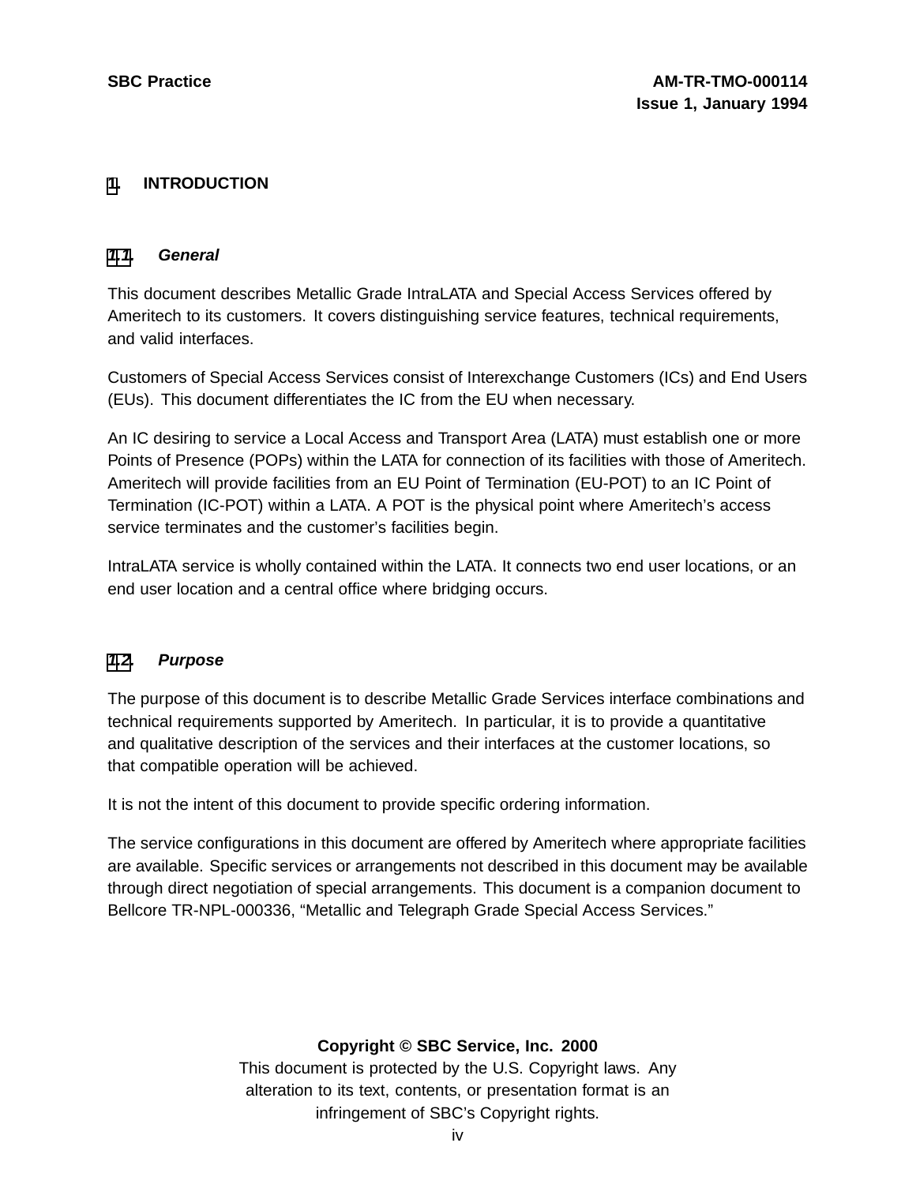# 1. INTRODUCTION

## 1.1. *General*

This document describes Metallic Grade IntraLATA and Special Access Services offered by Ameritech to its customers. It covers distinguishing service features, technical requirements, and valid interfaces.

Customers of Special Access Services consist of Interexchange Customers (ICs) and End Users (EUs). This document differentiates the IC from the EU when necessary.

An IC desiring to service a Local Access and Transport Area (LATA) must establish one or more Points of Presence (POPs) within the LATA for connection of its facilities with those of Ameritech. Ameritech will provide facilities from an EU Point of Termination (EU-POT) to an IC Point of Termination (IC-POT) within a LATA. A POT is the physical point where Ameritech's access service terminates and the customer's facilities begin.

IntraLATA service is wholly contained within the LATA. It connects two end user locations, or an end user location and a central office where bridging occurs.

## 1.2. *Purpose*

The purpose of this document is to describe Metallic Grade Services interface combinations and technical requirements supported by Ameritech. In particular, it is to provide a quantitative and qualitative description of the services and their interfaces at the customer locations, so that compatible operation will be achieved.

It is not the intent of this document to provide specific ordering information.

The service configurations in this document are offered by Ameritech where appropriate facilities are available. Specific services or arrangements not described in this document may be available through direct negotiation of special arrangements. This document is a companion document to Bellcore TR-NPL-000336, "Metallic and Telegraph Grade Special Access Services."

**Copyright © SBC Service, Inc. 2000**
This document is protected by the U.S. Copyright laws. Any alteration to its text, contents, or presentation format is an infringement of SBC's Copyright rights.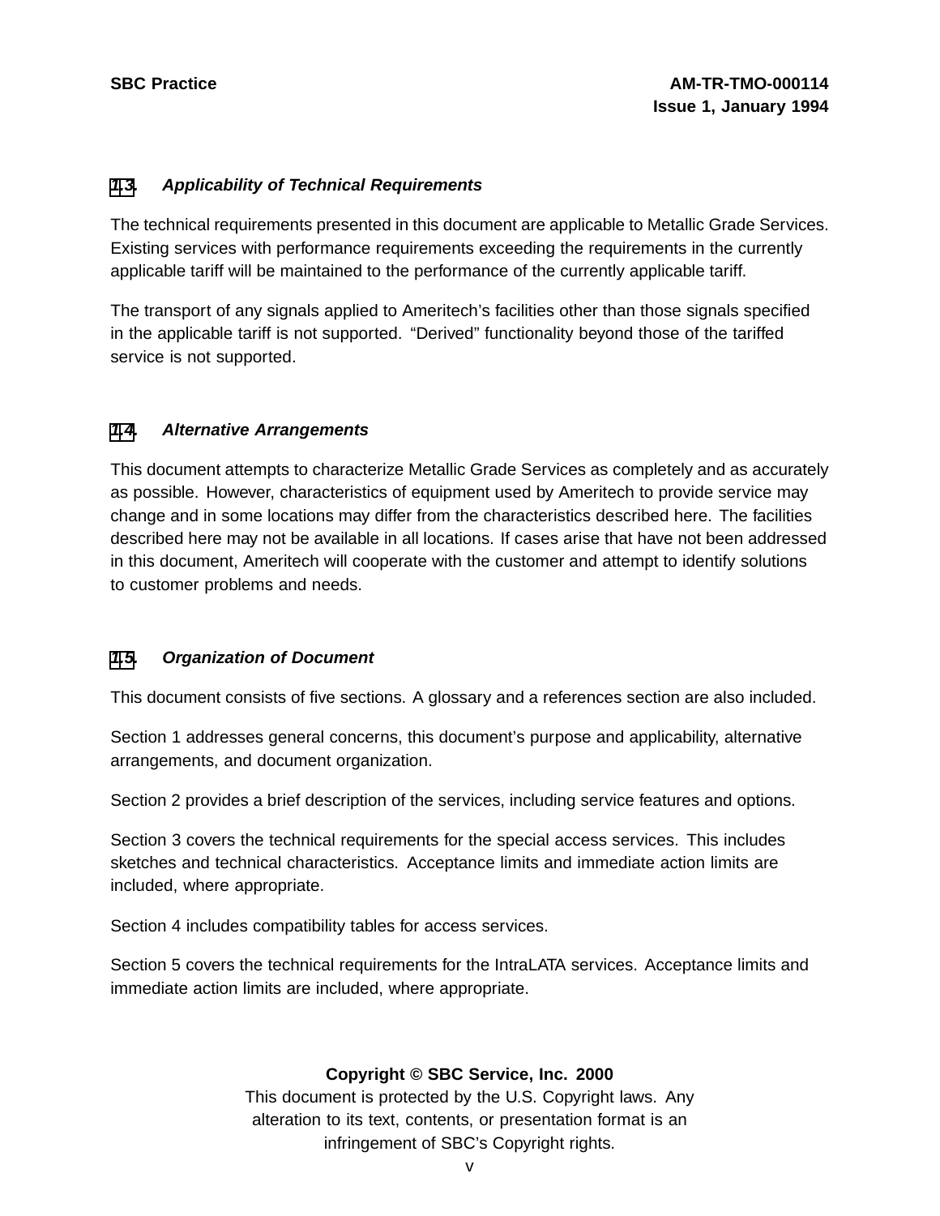### 1.3. *Applicability of Technical Requirements*

The technical requirements presented in this document are applicable to Metallic Grade Services. Existing services with performance requirements exceeding the requirements in the currently applicable tariff will be maintained to the performance of the currently applicable tariff.

The transport of any signals applied to Ameritech's facilities other than those signals specified in the applicable tariff is not supported. "Derived" functionality beyond those of the tariffed service is not supported.

### 1.4. *Alternative Arrangements*

This document attempts to characterize Metallic Grade Services as completely and as accurately as possible. However, characteristics of equipment used by Ameritech to provide service may change and in some locations may differ from the characteristics described here. The facilities described here may not be available in all locations. If cases arise that have not been addressed in this document, Ameritech will cooperate with the customer and attempt to identify solutions to customer problems and needs.

### 1.5. *Organization of Document*

This document consists of five sections. A glossary and a references section are also included.

Section 1 addresses general concerns, this document's purpose and applicability, alternative arrangements, and document organization.

Section 2 provides a brief description of the services, including service features and options.

Section 3 covers the technical requirements for the special access services. This includes sketches and technical characteristics. Acceptance limits and immediate action limits are included, where appropriate.

Section 4 includes compatibility tables for access services.

Section 5 covers the technical requirements for the IntraLATA services. Acceptance limits and immediate action limits are included, where appropriate.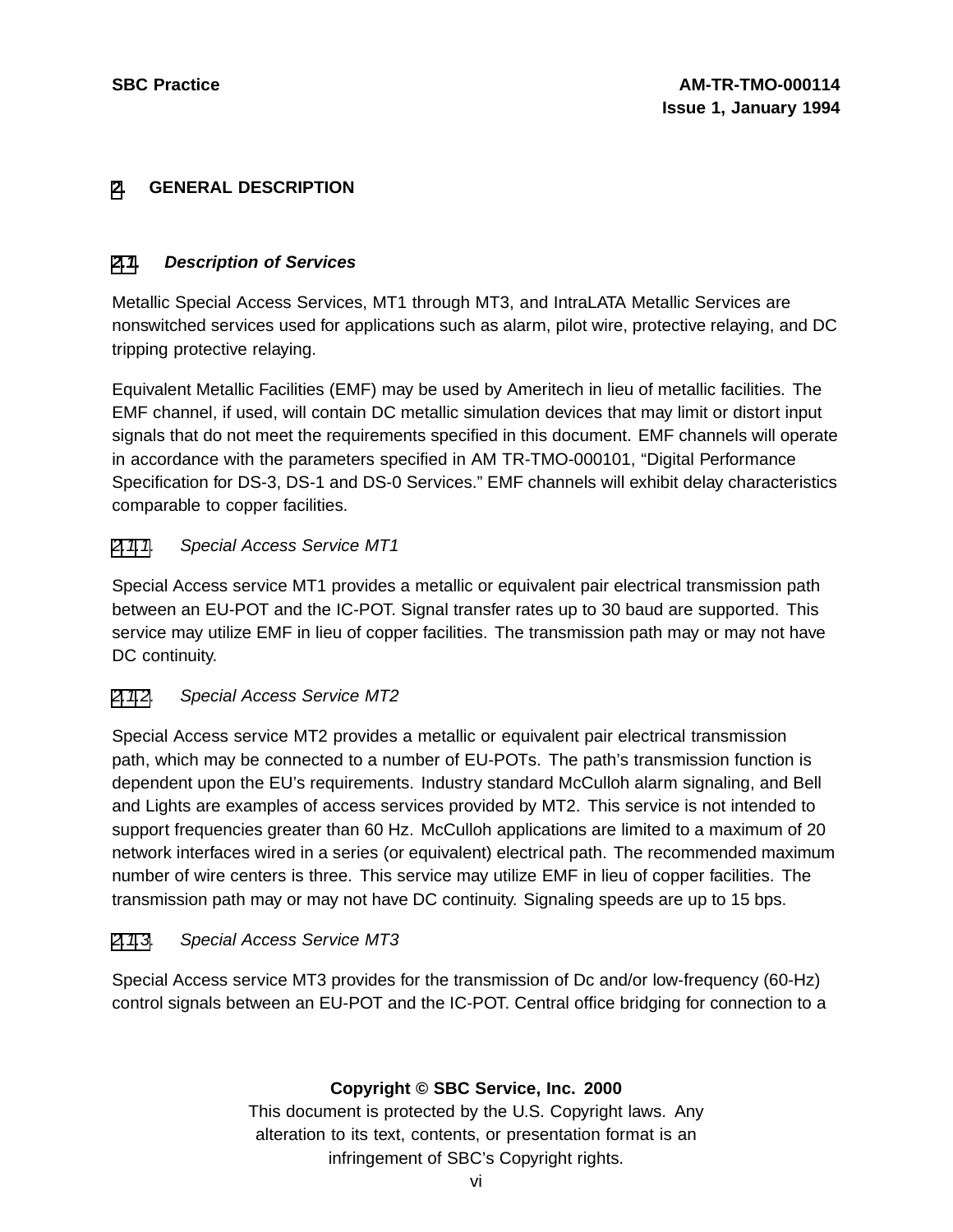# 2. GENERAL DESCRIPTION

## 2.1. *Description of Services*

Metallic Special Access Services, MT1 through MT3, and IntraLATA Metallic Services are nonswitched services used for applications such as alarm, pilot wire, protective relaying, and DC tripping protective relaying.

Equivalent Metallic Facilities (EMF) may be used by Ameritech in lieu of metallic facilities. The EMF channel, if used, will contain DC metallic simulation devices that may limit or distort input signals that do not meet the requirements specified in this document. EMF channels will operate in accordance with the parameters specified in AM TR-TMO-000101, "Digital Performance Specification for DS-3, DS-1 and DS-0 Services." EMF channels will exhibit delay characteristics comparable to copper facilities.

### 2.1.1. *Special Access Service MT1*

Special Access service MT1 provides a metallic or equivalent pair electrical transmission path between an EU-POT and the IC-POT. Signal transfer rates up to 30 baud are supported. This service may utilize EMF in lieu of copper facilities. The transmission path may or may not have DC continuity.

### 2.1.2. *Special Access Service MT2*

Special Access service MT2 provides a metallic or equivalent pair electrical transmission path, which may be connected to a number of EU-POTs. The path's transmission function is dependent upon the EU's requirements. Industry standard McCulloh alarm signaling, and Bell and Lights are examples of access services provided by MT2. This service is not intended to support frequencies greater than 60 Hz. McCulloh applications are limited to a maximum of 20 network interfaces wired in a series (or equivalent) electrical path. The recommended maximum number of wire centers is three. This service may utilize EMF in lieu of copper facilities. The transmission path may or may not have DC continuity. Signaling speeds are up to 15 bps.

### 2.1.3. *Special Access Service MT3*

Special Access service MT3 provides for the transmission of Dc and/or low-frequency (60-Hz) control signals between an EU-POT and the IC-POT. Central office bridging for connection to a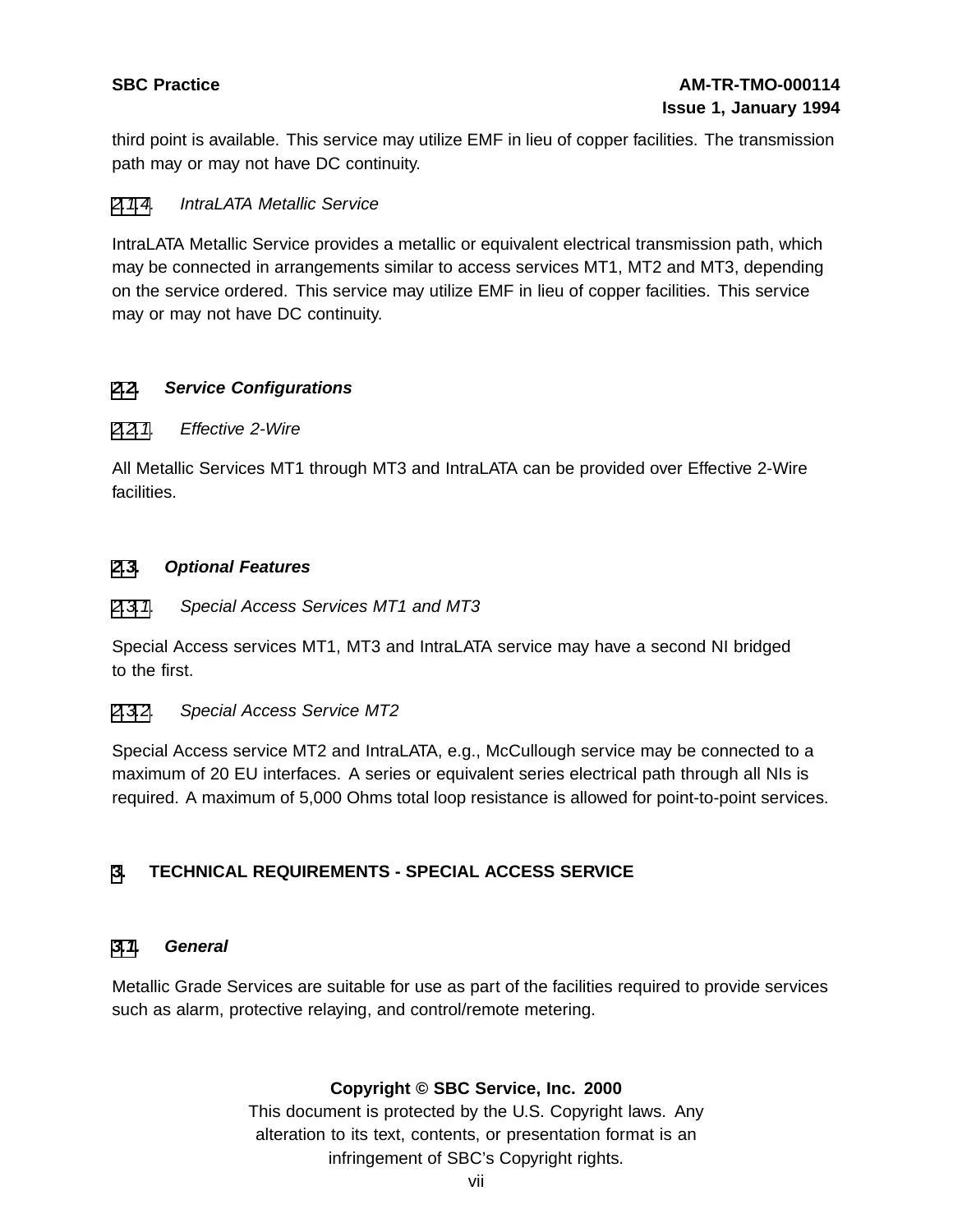third point is available. This service may utilize EMF in lieu of copper facilities. The transmission path may or may not have DC continuity.

#### 2.1.4. *IntraLATA Metallic Service*

IntraLATA Metallic Service provides a metallic or equivalent electrical transmission path, which may be connected in arrangements similar to access services MT1, MT2 and MT3, depending on the service ordered. This service may utilize EMF in lieu of copper facilities. This service may or may not have DC continuity.

### 2.2. *Service Configurations*

#### 2.2.1. *Effective 2-Wire*

All Metallic Services MT1 through MT3 and IntraLATA can be provided over Effective 2-Wire facilities.

### 2.3. *Optional Features*

#### 2.3.1. *Special Access Services MT1 and MT3*

Special Access services MT1, MT3 and IntraLATA service may have a second NI bridged to the first.

#### 2.3.2. *Special Access Service MT2*

Special Access service MT2 and IntraLATA, e.g., McCullough service may be connected to a maximum of 20 EU interfaces. A series or equivalent series electrical path through all NIs is required. A maximum of 5,000 Ohms total loop resistance is allowed for point-to-point services.

## 3. TECHNICAL REQUIREMENTS - SPECIAL ACCESS SERVICE

### 3.1. *General*

Metallic Grade Services are suitable for use as part of the facilities required to provide services such as alarm, protective relaying, and control/remote metering.

**Copyright © SBC Service, Inc. 2000**
This document is protected by the U.S. Copyright laws. Any alteration to its text, contents, or presentation format is an infringement of SBC's Copyright rights.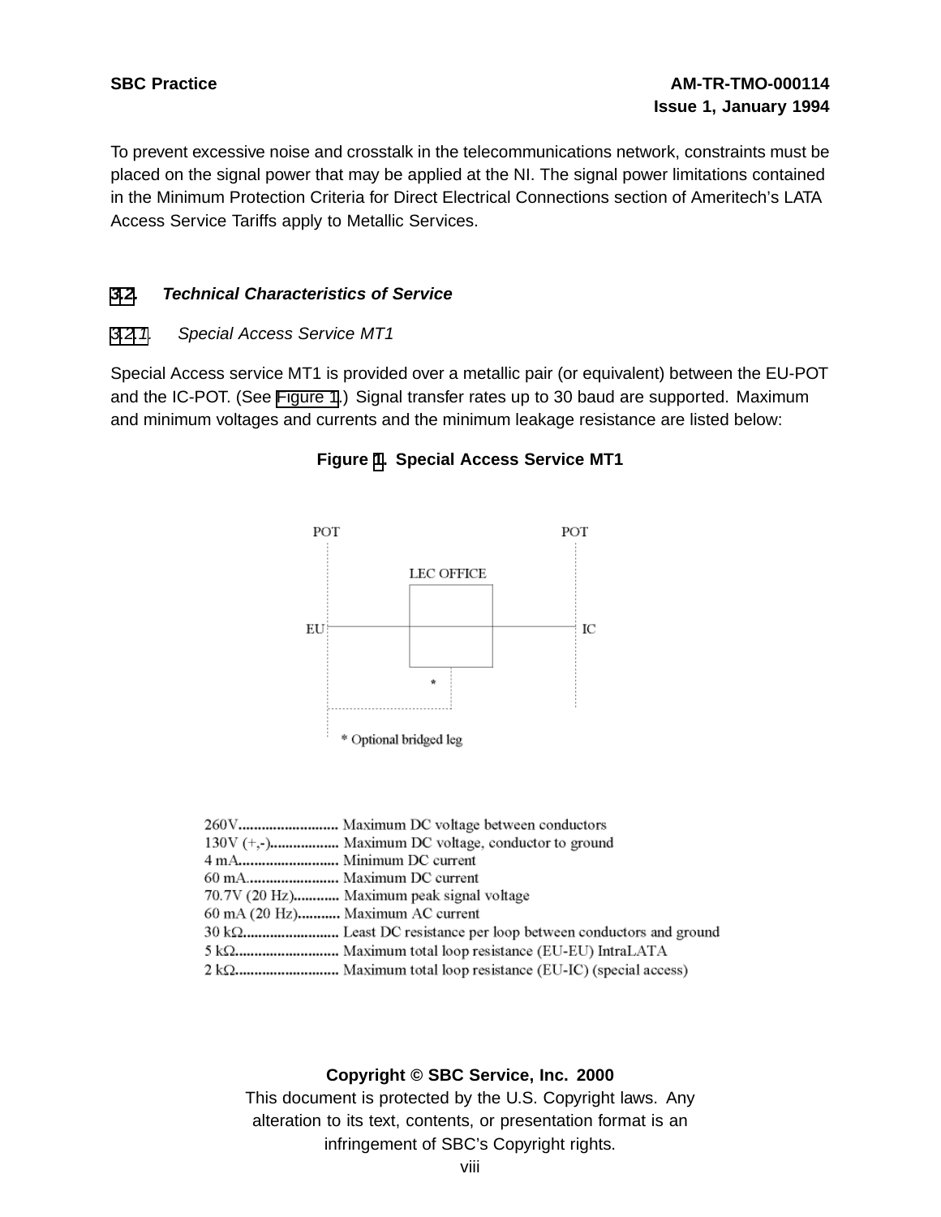To prevent excessive noise and crosstalk in the telecommunications network, constraints must be placed on the signal power that may be applied at the NI. The signal power limitations contained in the Minimum Protection Criteria for Direct Electrical Connections section of Ameritech's LATA Access Service Tariffs apply to Metallic Services.

## 3.2. *Technical Characteristics of Service*

### 3.2.1. *Special Access Service MT1*

Special Access service MT1 is provided over a metallic pair (or equivalent) between the EU-POT and the IC-POT. (See Figure 1.) Signal transfer rates up to 30 baud are supported. Maximum and minimum voltages and currents and the minimum leakage resistance are listed below:

**Figure 1. Special Access Service MT1**

POT POT

LEC OFFICE

EU IC

\* Optional bridged leg

260V.......................... Maximum DC voltage between conductors
130V (+,-).................. Maximum DC voltage, conductor to ground
4 mA.......................... Minimum DC current
60 mA........................ Maximum DC current
70.7V (20 Hz)............ Maximum peak signal voltage
60 mA (20 Hz)........... Maximum AC current
30 kΩ.......................... Least DC resistance per loop between conductors and ground
5 kΩ........................... Maximum total loop resistance (EU-EU) IntraLATA
2 kΩ........................... Maximum total loop resistance (EU-IC) (special access)

**Copyright © SBC Service, Inc. 2000**
This document is protected by the U.S. Copyright laws. Any alteration to its text, contents, or presentation format is an infringement of SBC's Copyright rights.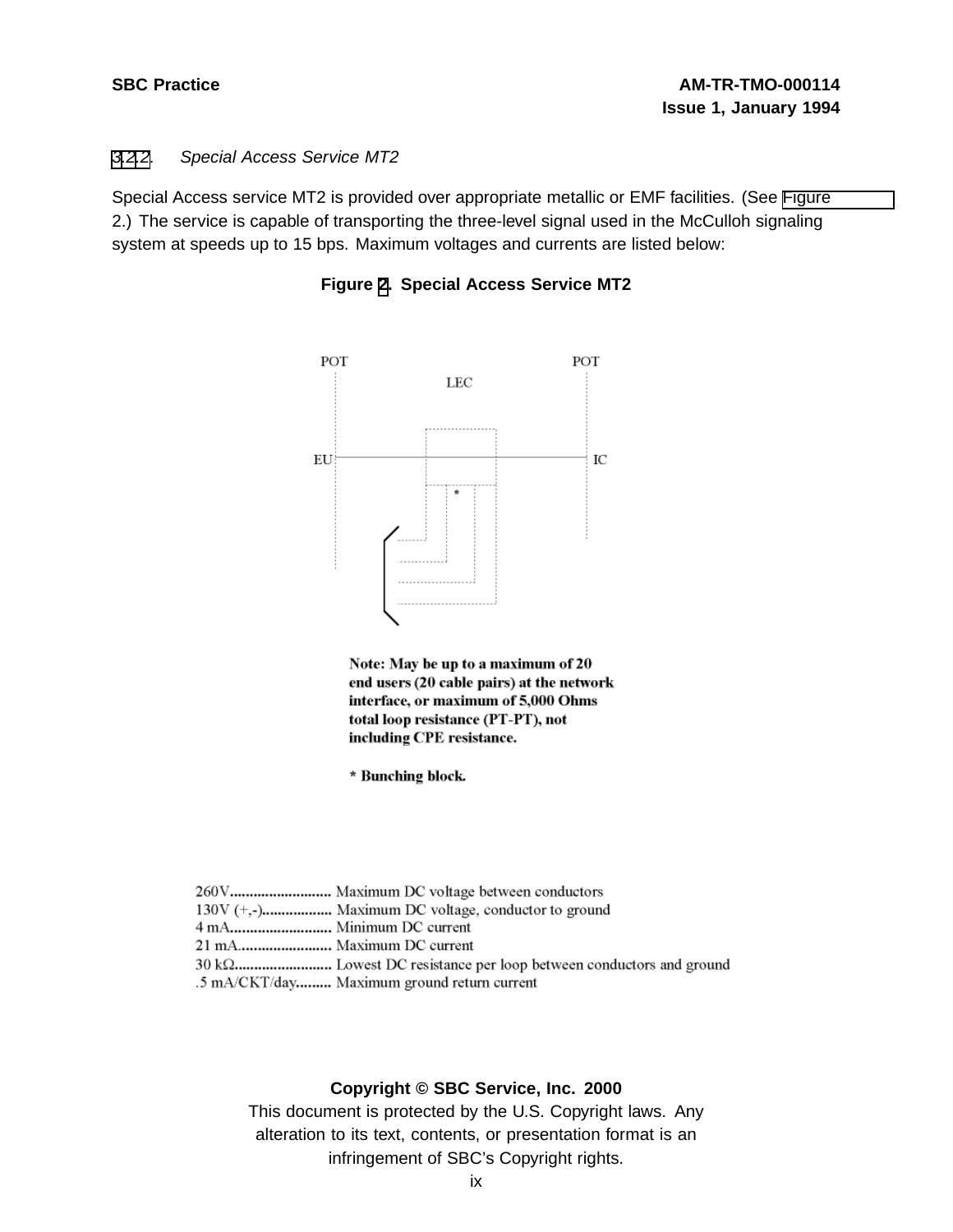### 3.2.2. *Special Access Service MT2*

Special Access service MT2 is provided over appropriate metallic or EMF facilities. (See Figure 2.) The service is capable of transporting the three-level signal used in the McCulloh signaling system at speeds up to 15 bps. Maximum voltages and currents are listed below:

**Figure 2. Special Access Service MT2**

POT LEC POT

EU IC

**Note: May be up to a maximum of 20 end users (20 cable pairs) at the network interface, or maximum of 5,000 Ohms total loop resistance (PT-PT), not including CPE resistance.**

**\* Bunching block.**

| | |
|---|---|
| 260V | Maximum DC voltage between conductors |
| 130V (+,-) | Maximum DC voltage, conductor to ground |
| 4 mA | Minimum DC current |
| 21 mA | Maximum DC current |
| 30 kΩ | Lowest DC resistance per loop between conductors and ground |
| .5 mA/CKT/day | Maximum ground return current |

**Copyright © SBC Service, Inc. 2000**

This document is protected by the U.S. Copyright laws. Any alteration to its text, contents, or presentation format is an infringement of SBC's Copyright rights.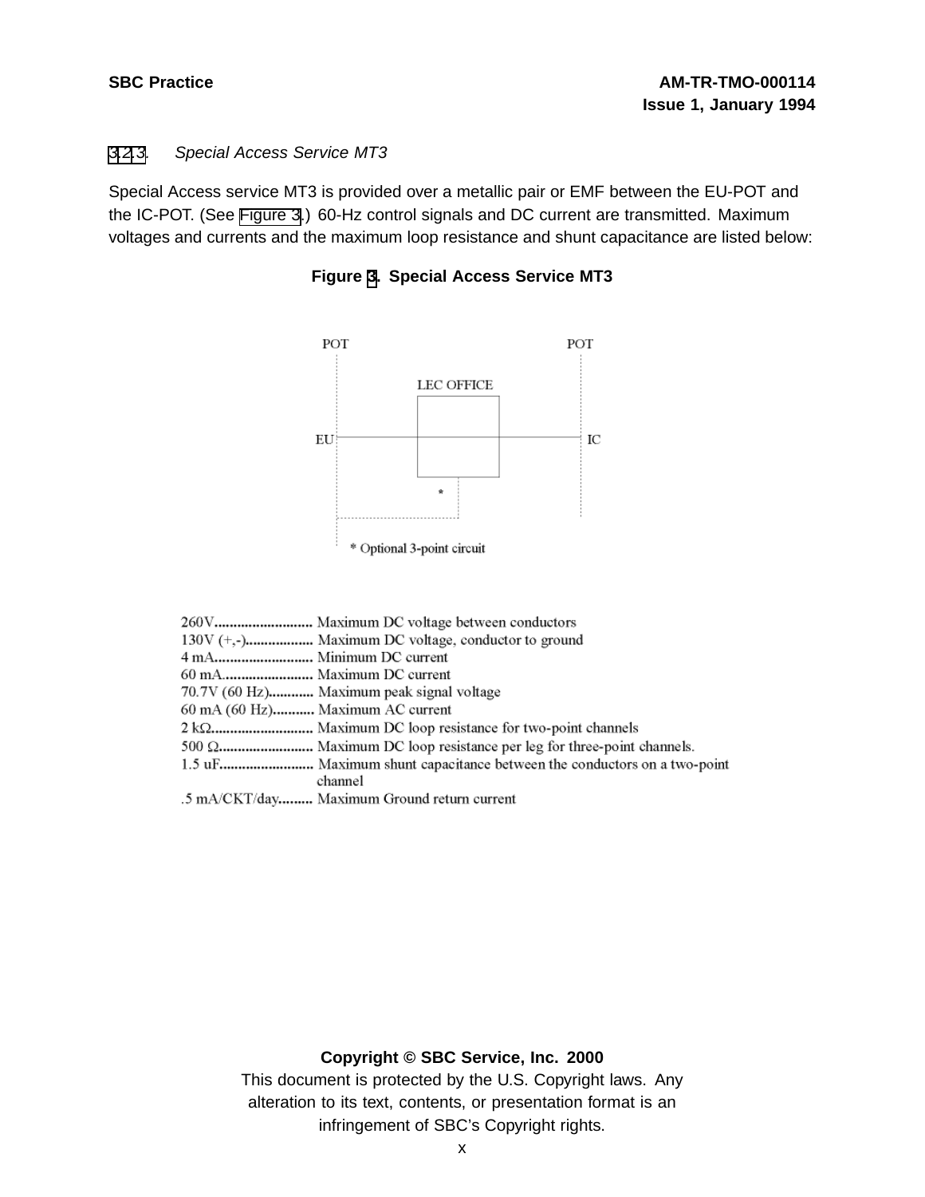### 3.2.3. *Special Access Service MT3*

Special Access service MT3 is provided over a metallic pair or EMF between the EU-POT and the IC-POT. (See Figure 3.) 60-Hz control signals and DC current are transmitted. Maximum voltages and currents and the maximum loop resistance and shunt capacitance are listed below:

**Figure 3. Special Access Service MT3**

POT POT

LEC OFFICE

EU IC

\* Optional 3-point circuit

| | |
|---|---|
| 260V | Maximum DC voltage between conductors |
| 130V (+,-) | Maximum DC voltage, conductor to ground |
| 4 mA | Minimum DC current |
| 60 mA | Maximum DC current |
| 70.7V (60 Hz) | Maximum peak signal voltage |
| 60 mA (60 Hz) | Maximum AC current |
| 2 kΩ | Maximum DC loop resistance for two-point channels |
| 500 Ω | Maximum DC loop resistance per leg for three-point channels. |
| 1.5 uF | Maximum shunt capacitance between the conductors on a two-point channel |
| .5 mA/CKT/day | Maximum Ground return current |

**Copyright © SBC Service, Inc. 2000**
This document is protected by the U.S. Copyright laws. Any alteration to its text, contents, or presentation format is an infringement of SBC's Copyright rights.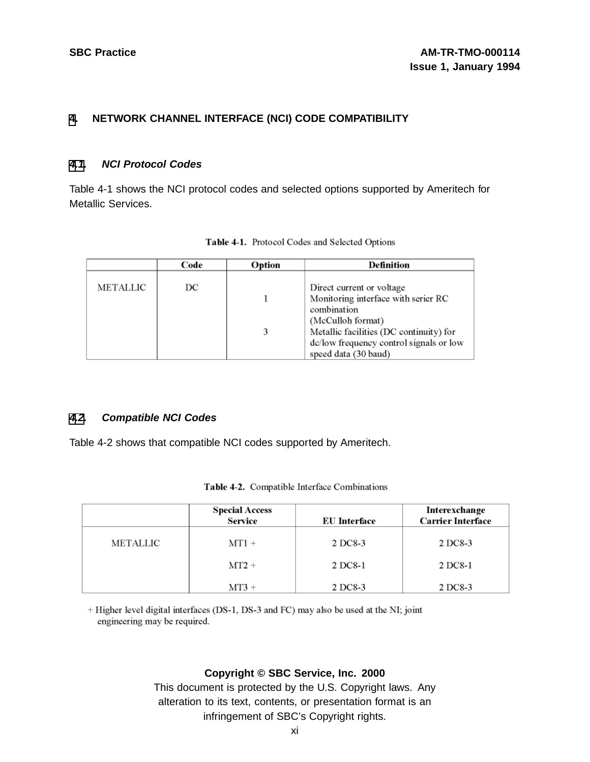# 4. NETWORK CHANNEL INTERFACE (NCI) CODE COMPATIBILITY

## 4.1. *NCI Protocol Codes*

Table 4-1 shows the NCI protocol codes and selected options supported by Ameritech for Metallic Services.

**Table 4-1.** Protocol Codes and Selected Options

| | Code | Option | Definition |
|---|---|---|---|
| METALLIC | DC | | Direct current or voltage |
| | | 1 | Monitoring interface with serier RC combination (McCulloh format) |
| | | 3 | Metallic facilities (DC continuity) for dc/low frequency control signals or low speed data (30 baud) |

## 4.2. *Compatible NCI Codes*

Table 4-2 shows that compatible NCI codes supported by Ameritech.

**Table 4-2.** Compatible Interface Combinations

| | Special Access Service | EU Interface | Interexchange Carrier Interface |
|---|---|---|---|
| METALLIC | MT1 + | 2 DC8-3 | 2 DC8-3 |
| | MT2 + | 2 DC8-1 | 2 DC8-1 |
| | MT3 + | 2 DC8-3 | 2 DC8-3 |

+ Higher level digital interfaces (DS-1, DS-3 and FC) may also be used at the NI; joint engineering may be required.

**Copyright © SBC Service, Inc. 2000**

This document is protected by the U.S. Copyright laws. Any alteration to its text, contents, or presentation format is an infringement of SBC's Copyright rights.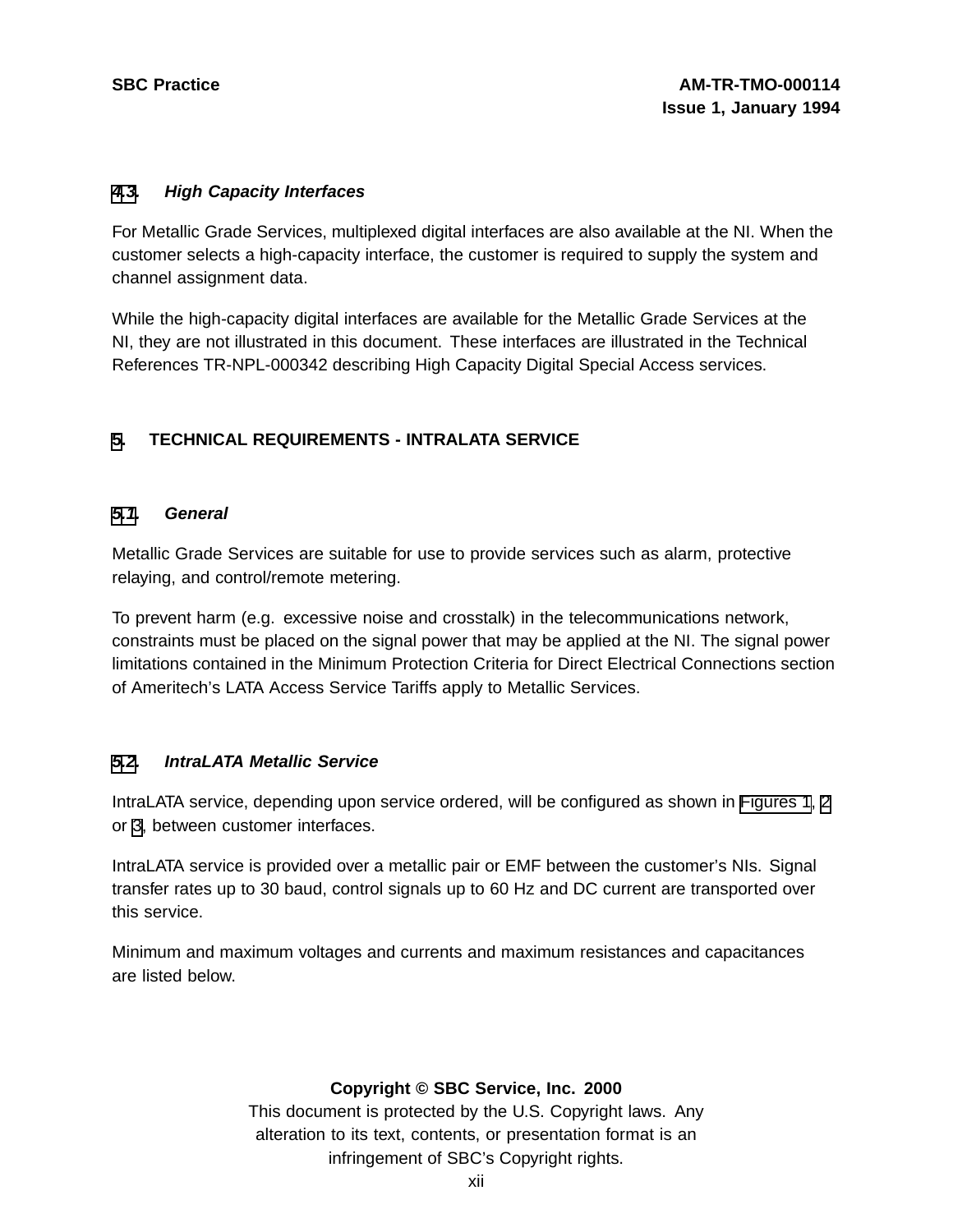### 4.3. *High Capacity Interfaces*

For Metallic Grade Services, multiplexed digital interfaces are also available at the NI. When the customer selects a high-capacity interface, the customer is required to supply the system and channel assignment data.

While the high-capacity digital interfaces are available for the Metallic Grade Services at the NI, they are not illustrated in this document. These interfaces are illustrated in the Technical References TR-NPL-000342 describing High Capacity Digital Special Access services.

## 5. TECHNICAL REQUIREMENTS - INTRALATA SERVICE

### 5.1. *General*

Metallic Grade Services are suitable for use to provide services such as alarm, protective relaying, and control/remote metering.

To prevent harm (e.g. excessive noise and crosstalk) in the telecommunications network, constraints must be placed on the signal power that may be applied at the NI. The signal power limitations contained in the Minimum Protection Criteria for Direct Electrical Connections section of Ameritech's LATA Access Service Tariffs apply to Metallic Services.

### 5.2. *IntraLATA Metallic Service*

IntraLATA service, depending upon service ordered, will be configured as shown in Figures 1, 2 or 3, between customer interfaces.

IntraLATA service is provided over a metallic pair or EMF between the customer's NIs. Signal transfer rates up to 30 baud, control signals up to 60 Hz and DC current are transported over this service.

Minimum and maximum voltages and currents and maximum resistances and capacitances are listed below.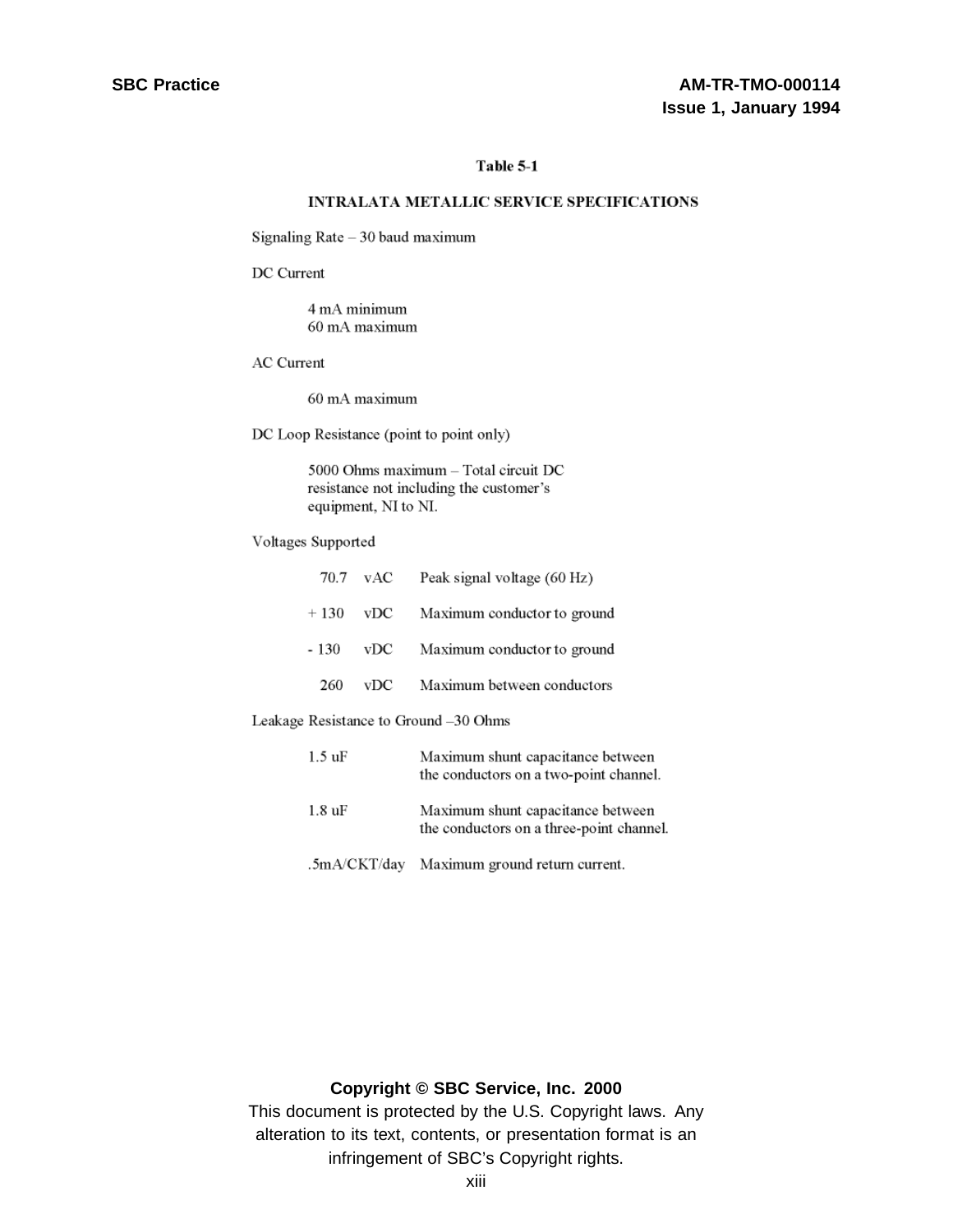## Table 5-1

## INTRALATA METALLIC SERVICE SPECIFICATIONS

Signaling Rate – 30 baud maximum

DC Current

4 mA minimum
60 mA maximum

AC Current

60 mA maximum

DC Loop Resistance (point to point only)

5000 Ohms maximum – Total circuit DC resistance not including the customer's equipment, NI to NI.

Voltages Supported

| | | |
|---|---|---|
| 70.7 | vAC | Peak signal voltage (60 Hz) |
| + 130 | vDC | Maximum conductor to ground |
| - 130 | vDC | Maximum conductor to ground |
| 260 | vDC | Maximum between conductors |

Leakage Resistance to Ground –30 Ohms

| | |
|---|---|
| 1.5 uF | Maximum shunt capacitance between the conductors on a two-point channel. |
| 1.8 uF | Maximum shunt capacitance between the conductors on a three-point channel. |
| .5mA/CKT/day | Maximum ground return current. |

**Copyright © SBC Service, Inc. 2000**

This document is protected by the U.S. Copyright laws. Any alteration to its text, contents, or presentation format is an infringement of SBC's Copyright rights.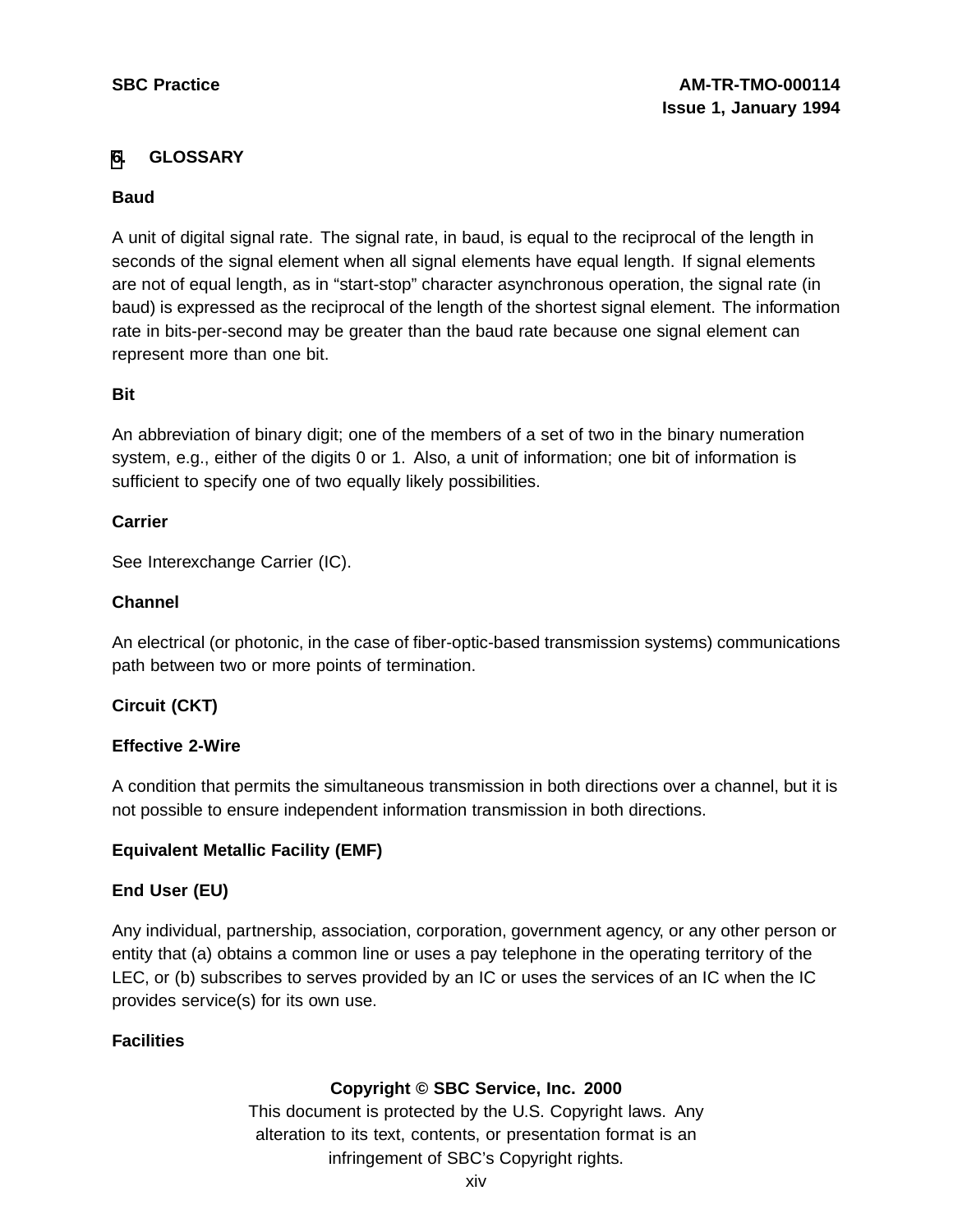# 6. GLOSSARY

**Baud**

A unit of digital signal rate. The signal rate, in baud, is equal to the reciprocal of the length in seconds of the signal element when all signal elements have equal length. If signal elements are not of equal length, as in “start-stop” character asynchronous operation, the signal rate (in baud) is expressed as the reciprocal of the length of the shortest signal element. The information rate in bits-per-second may be greater than the baud rate because one signal element can represent more than one bit.

**Bit**

An abbreviation of binary digit; one of the members of a set of two in the binary numeration system, e.g., either of the digits 0 or 1. Also, a unit of information; one bit of information is sufficient to specify one of two equally likely possibilities.

**Carrier**

See Interexchange Carrier (IC).

**Channel**

An electrical (or photonic, in the case of fiber-optic-based transmission systems) communications path between two or more points of termination.

**Circuit (CKT)**

**Effective 2-Wire**

A condition that permits the simultaneous transmission in both directions over a channel, but it is not possible to ensure independent information transmission in both directions.

**Equivalent Metallic Facility (EMF)**

**End User (EU)**

Any individual, partnership, association, corporation, government agency, or any other person or entity that (a) obtains a common line or uses a pay telephone in the operating territory of the LEC, or (b) subscribes to serves provided by an IC or uses the services of an IC when the IC provides service(s) for its own use.

**Facilities**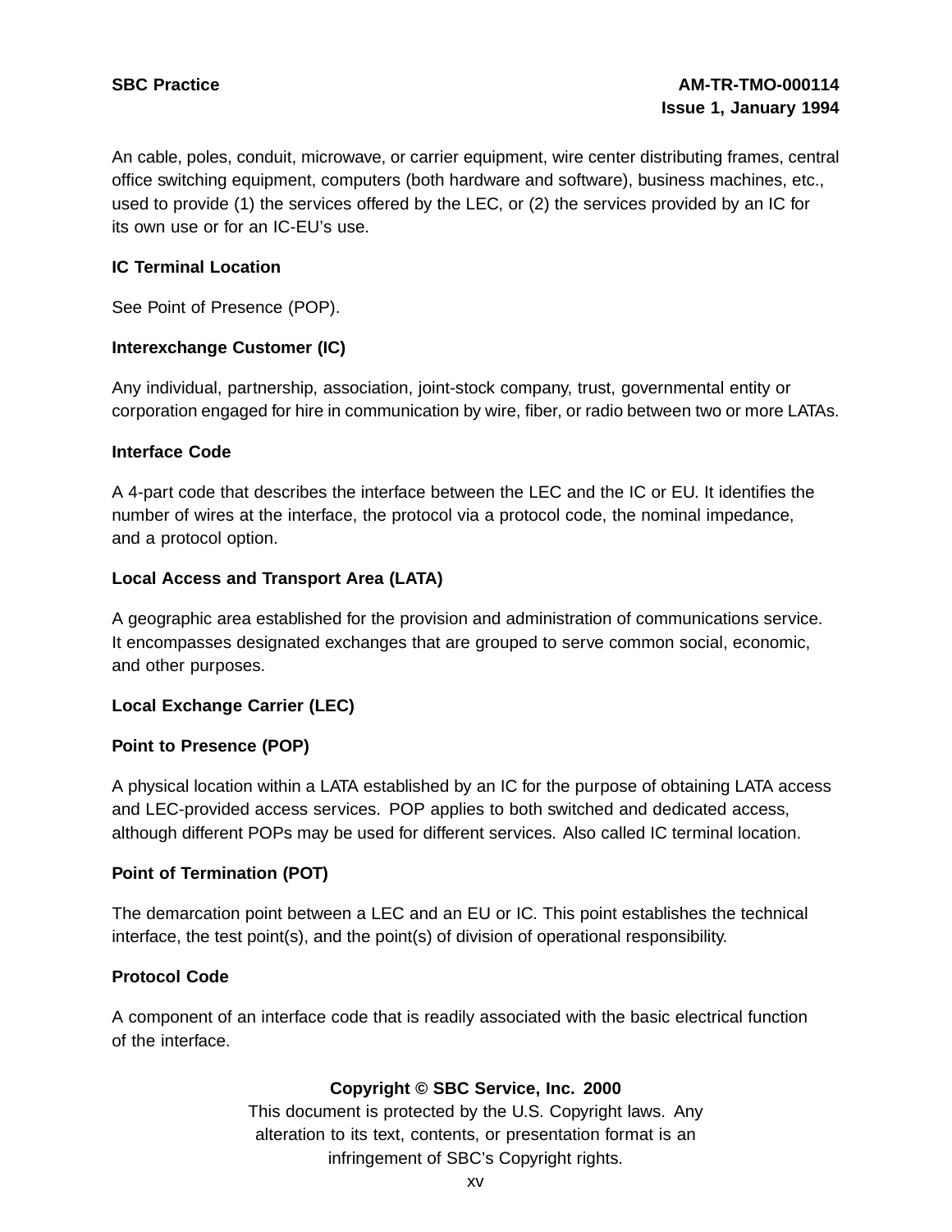An cable, poles, conduit, microwave, or carrier equipment, wire center distributing frames, central office switching equipment, computers (both hardware and software), business machines, etc., used to provide (1) the services offered by the LEC, or (2) the services provided by an IC for its own use or for an IC-EU's use.

**IC Terminal Location**

See Point of Presence (POP).

**Interexchange Customer (IC)**

Any individual, partnership, association, joint-stock company, trust, governmental entity or corporation engaged for hire in communication by wire, fiber, or radio between two or more LATAs.

**Interface Code**

A 4-part code that describes the interface between the LEC and the IC or EU. It identifies the number of wires at the interface, the protocol via a protocol code, the nominal impedance, and a protocol option.

**Local Access and Transport Area (LATA)**

A geographic area established for the provision and administration of communications service. It encompasses designated exchanges that are grouped to serve common social, economic, and other purposes.

**Local Exchange Carrier (LEC)**

**Point to Presence (POP)**

A physical location within a LATA established by an IC for the purpose of obtaining LATA access and LEC-provided access services. POP applies to both switched and dedicated access, although different POPs may be used for different services. Also called IC terminal location.

**Point of Termination (POT)**

The demarcation point between a LEC and an EU or IC. This point establishes the technical interface, the test point(s), and the point(s) of division of operational responsibility.

**Protocol Code**

A component of an interface code that is readily associated with the basic electrical function of the interface.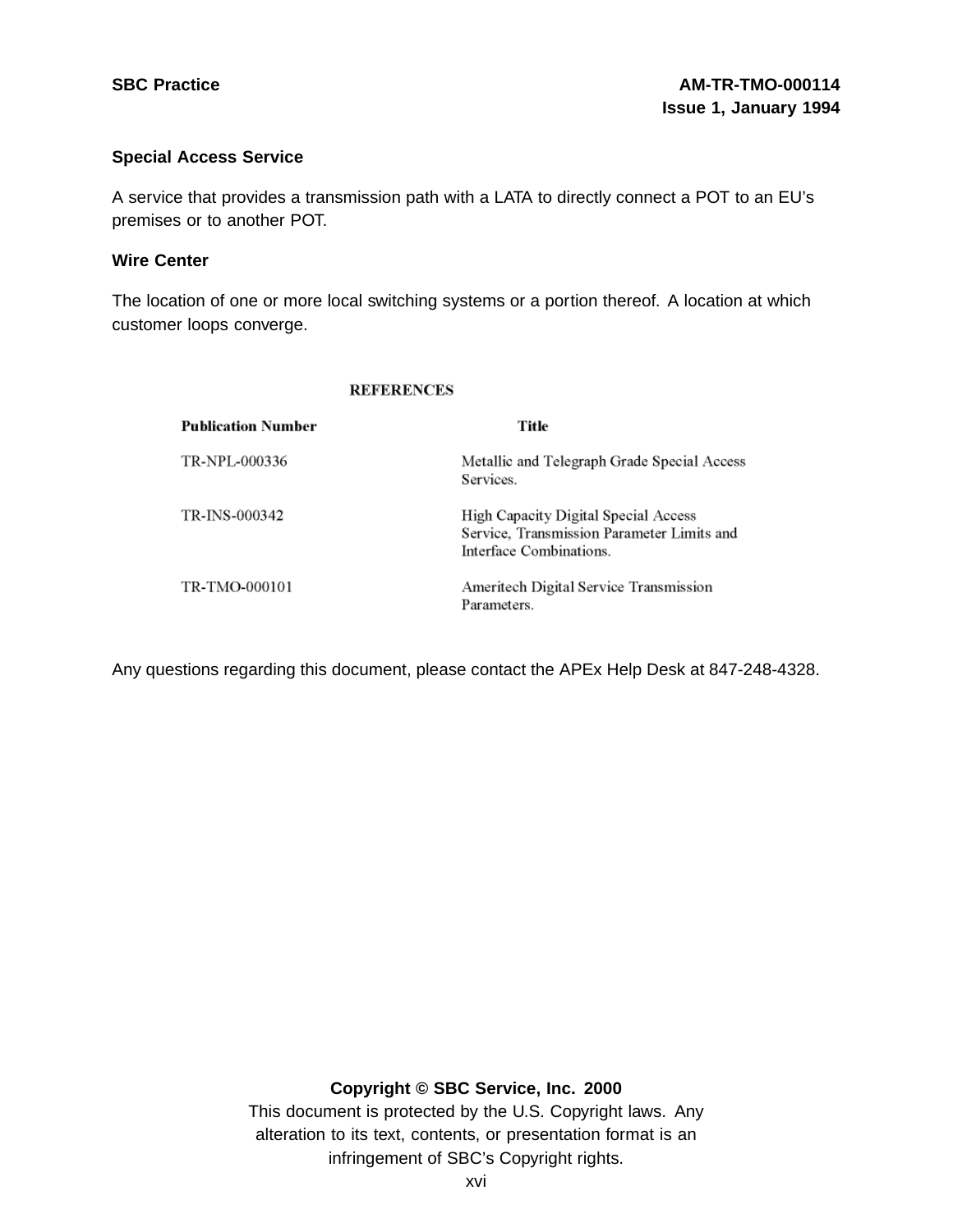**Special Access Service**

A service that provides a transmission path with a LATA to directly connect a POT to an EU's premises or to another POT.

**Wire Center**

The location of one or more local switching systems or a portion thereof. A location at which customer loops converge.

## REFERENCES

| Publication Number | Title |
|---|---|
| TR-NPL-000336 | Metallic and Telegraph Grade Special Access Services. |
| TR-INS-000342 | High Capacity Digital Special Access Service, Transmission Parameter Limits and Interface Combinations. |
| TR-TMO-000101 | Ameritech Digital Service Transmission Parameters. |

Any questions regarding this document, please contact the APEx Help Desk at 847-248-4328.

**Copyright © SBC Service, Inc. 2000**
This document is protected by the U.S. Copyright laws. Any alteration to its text, contents, or presentation format is an infringement of SBC's Copyright rights.